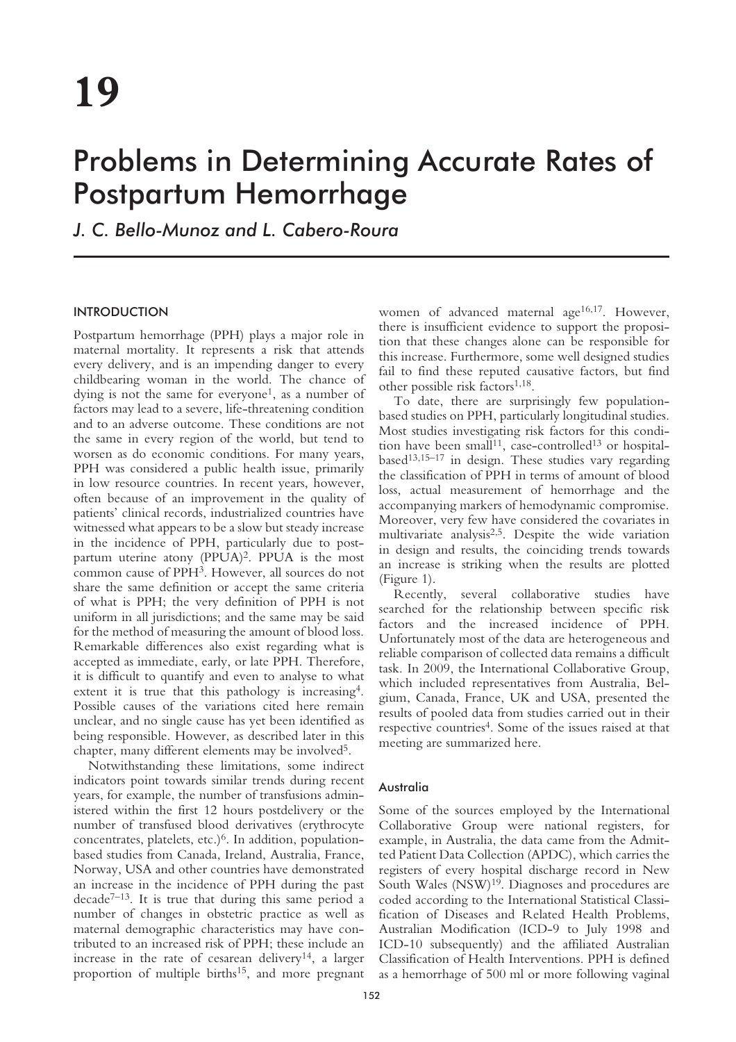# 19

# Problems in Determining Accurate Rates of Postpartum Hemorrhage

*J. C. Bello-Munoz and L. Cabero-Roura*

## INTRODUCTION

Postpartum hemorrhage (PPH) plays a major role in maternal mortality. It represents a risk that attends every delivery, and is an impending danger to every childbearing woman in the world. The chance of dying is not the same for everyone[1], as a number of factors may lead to a severe, life-threatening condition and to an adverse outcome. These conditions are not the same in every region of the world, but tend to worsen as do economic conditions. For many years, PPH was considered a public health issue, primarily in low resource countries. In recent years, however, often because of an improvement in the quality of patients' clinical records, industrialized countries have witnessed what appears to be a slow but steady increase in the incidence of PPH, particularly due to postpartum uterine atony (PPUA)[2]. PPUA is the most common cause of PPH[3]. However, all sources do not share the same definition or accept the same criteria of what is PPH; the very definition of PPH is not uniform in all jurisdictions; and the same may be said for the method of measuring the amount of blood loss. Remarkable differences also exist regarding what is accepted as immediate, early, or late PPH. Therefore, it is difficult to quantify and even to analyse to what extent it is true that this pathology is increasing[4]. Possible causes of the variations cited here remain unclear, and no single cause has yet been identified as being responsible. However, as described later in this chapter, many different elements may be involved[5].

Notwithstanding these limitations, some indirect indicators point towards similar trends during recent years, for example, the number of transfusions administered within the first 12 hours postdelivery or the number of transfused blood derivatives (erythrocyte concentrates, platelets, etc.)[6]. In addition, population-based studies from Canada, Ireland, Australia, France, Norway, USA and other countries have demonstrated an increase in the incidence of PPH during the past decade[7–13]. It is true that during this same period a number of changes in obstetric practice as well as maternal demographic characteristics may have contributed to an increased risk of PPH; these include an increase in the rate of cesarean delivery[14], a larger proportion of multiple births[15], and more pregnant women of advanced maternal age[16,17]. However, there is insufficient evidence to support the proposition that these changes alone can be responsible for this increase. Furthermore, some well designed studies fail to find these reputed causative factors, but find other possible risk factors[1,18].

To date, there are surprisingly few population-based studies on PPH, particularly longitudinal studies. Most studies investigating risk factors for this condition have been small[11], case-controlled[13] or hospital-based[13,15–17] in design. These studies vary regarding the classification of PPH in terms of amount of blood loss, actual measurement of hemorrhage and the accompanying markers of hemodynamic compromise. Moreover, very few have considered the covariates in multivariate analysis[2,5]. Despite the wide variation in design and results, the coinciding trends towards an increase is striking when the results are plotted (Figure 1).

Recently, several collaborative studies have searched for the relationship between specific risk factors and the increased incidence of PPH. Unfortunately most of the data are heterogeneous and reliable comparison of collected data remains a difficult task. In 2009, the International Collaborative Group, which included representatives from Australia, Belgium, Canada, France, UK and USA, presented the results of pooled data from studies carried out in their respective countries[4]. Some of the issues raised at that meeting are summarized here.

### Australia

Some of the sources employed by the International Collaborative Group were national registers, for example, in Australia, the data came from the Admitted Patient Data Collection (APDC), which carries the registers of every hospital discharge record in New South Wales (NSW)[19]. Diagnoses and procedures are coded according to the International Statistical Classification of Diseases and Related Health Problems, Australian Modification (ICD-9 to July 1998 and ICD-10 subsequently) and the affiliated Australian Classification of Health Interventions. PPH is defined as a hemorrhage of 500 ml or more following vaginal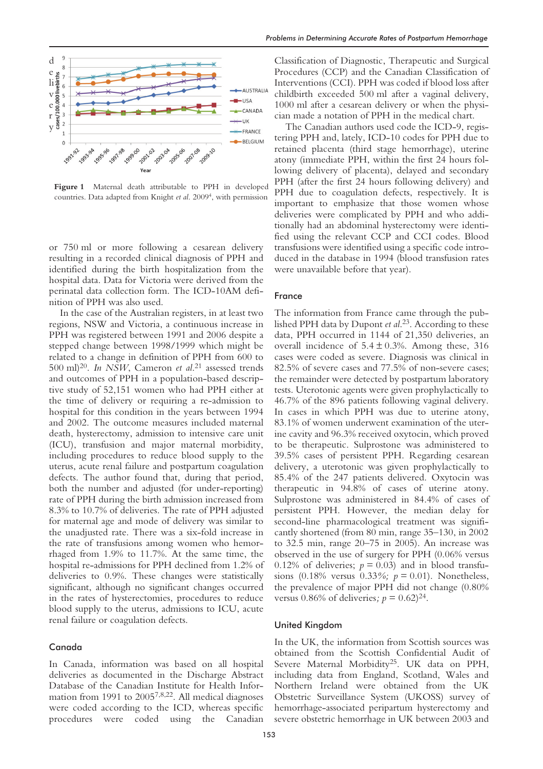d
c
li
v
c
r
y
cases/100,000 livebirths
9
8
7
6
5
4
3
2
1
0
1991-92
1993-94
1995-96
1997-98
1999-00
2001-02
2003-04
2005-06
2007-08
2009-10
Year
AUSTRALIA
USA
CANADA
UK
FRANCE
BELGIUM

**Figure 1** Maternal death attributable to PPH in developed countries. Data adapted from Knight *et al.* 2009[4], with permission

or 750 ml or more following a cesarean delivery resulting in a recorded clinical diagnosis of PPH and identified during the birth hospitalization from the hospital data. Data for Victoria were derived from the perinatal data collection form. The ICD-10AM definition of PPH was also used.

In the case of the Australian registers, in at least two regions, NSW and Victoria, a continuous increase in PPH was registered between 1991 and 2006 despite a stepped change between 1998/1999 which might be related to a change in definition of PPH from 600 to 500 ml)[20]. *In NSW*, Cameron *et al.*[21] assessed trends and outcomes of PPH in a population-based descriptive study of 52,151 women who had PPH either at the time of delivery or requiring a re-admission to hospital for this condition in the years between 1994 and 2002. The outcome measures included maternal death, hysterectomy, admission to intensive care unit (ICU), transfusion and major maternal morbidity, including procedures to reduce blood supply to the uterus, acute renal failure and postpartum coagulation defects. The author found that, during that period, both the number and adjusted (for under-reporting) rate of PPH during the birth admission increased from 8.3% to 10.7% of deliveries. The rate of PPH adjusted for maternal age and mode of delivery was similar to the unadjusted rate. There was a six-fold increase in the rate of transfusions among women who hemorrhaged from 1.9% to 11.7%. At the same time, the hospital re-admissions for PPH declined from 1.2% of deliveries to 0.9%. These changes were statistically significant, although no significant changes occurred in the rates of hysterectomies, procedures to reduce blood supply to the uterus, admissions to ICU, acute renal failure or coagulation defects.

## Canada

In Canada, information was based on all hospital deliveries as documented in the Discharge Abstract Database of the Canadian Institute for Health Information from 1991 to 2005[7,8,22]. All medical diagnoses were coded according to the ICD, whereas specific procedures were coded using the Canadian Classification of Diagnostic, Therapeutic and Surgical Procedures (CCP) and the Canadian Classification of Interventions (CCI). PPH was coded if blood loss after childbirth exceeded 500 ml after a vaginal delivery, 1000 ml after a cesarean delivery or when the physician made a notation of PPH in the medical chart.

The Canadian authors used code the ICD-9, registering PPH and, lately, ICD-10 codes for PPH due to retained placenta (third stage hemorrhage), uterine atony (immediate PPH, within the first 24 hours following delivery of placenta), delayed and secondary PPH (after the first 24 hours following delivery) and PPH due to coagulation defects, respectively. It is important to emphasize that those women whose deliveries were complicated by PPH and who additionally had an abdominal hysterectomy were identified using the relevant CCP and CCI codes. Blood transfusions were identified using a specific code introduced in the database in 1994 (blood transfusion rates were unavailable before that year).

## France

The information from France came through the published PPH data by Dupont *et al.*[23]. According to these data, PPH occurred in 1144 of 21,350 deliveries, an overall incidence of $5.4 \pm 0.3\%$. Among these, 316 cases were coded as severe. Diagnosis was clinical in 82.5% of severe cases and 77.5% of non-severe cases; the remainder were detected by postpartum laboratory tests. Uterotonic agents were given prophylactically to 46.7% of the 896 patients following vaginal delivery. In cases in which PPH was due to uterine atony, 83.1% of women underwent examination of the uterine cavity and 96.3% received oxytocin, which proved to be therapeutic. Sulprostone was administered to 39.5% cases of persistent PPH. Regarding cesarean delivery, a uterotonic was given prophylactically to 85.4% of the 247 patients delivered. Oxytocin was therapeutic in 94.8% of cases of uterine atony. Sulprostone was administered in 84.4% of cases of persistent PPH. However, the median delay for second-line pharmacological treatment was significantly shortened (from 80 min, range 35–130, in 2002 to 32.5 min, range 20–75 in 2005). An increase was observed in the use of surgery for PPH (0.06% versus 0.12% of deliveries; $p = 0.03$) and in blood transfusions (0.18% versus 0.33%; $p = 0.01$). Nonetheless, the prevalence of major PPH did not change (0.80% versus 0.86% of deliveries; $p = 0.62$)[24].

## United Kingdom

In the UK, the information from Scottish sources was obtained from the Scottish Confidential Audit of Severe Maternal Morbidity[25]. UK data on PPH, including data from England, Scotland, Wales and Northern Ireland were obtained from the UK Obstetric Surveillance System (UKOSS) survey of hemorrhage-associated peripartum hysterectomy and severe obstetric hemorrhage in UK between 2003 and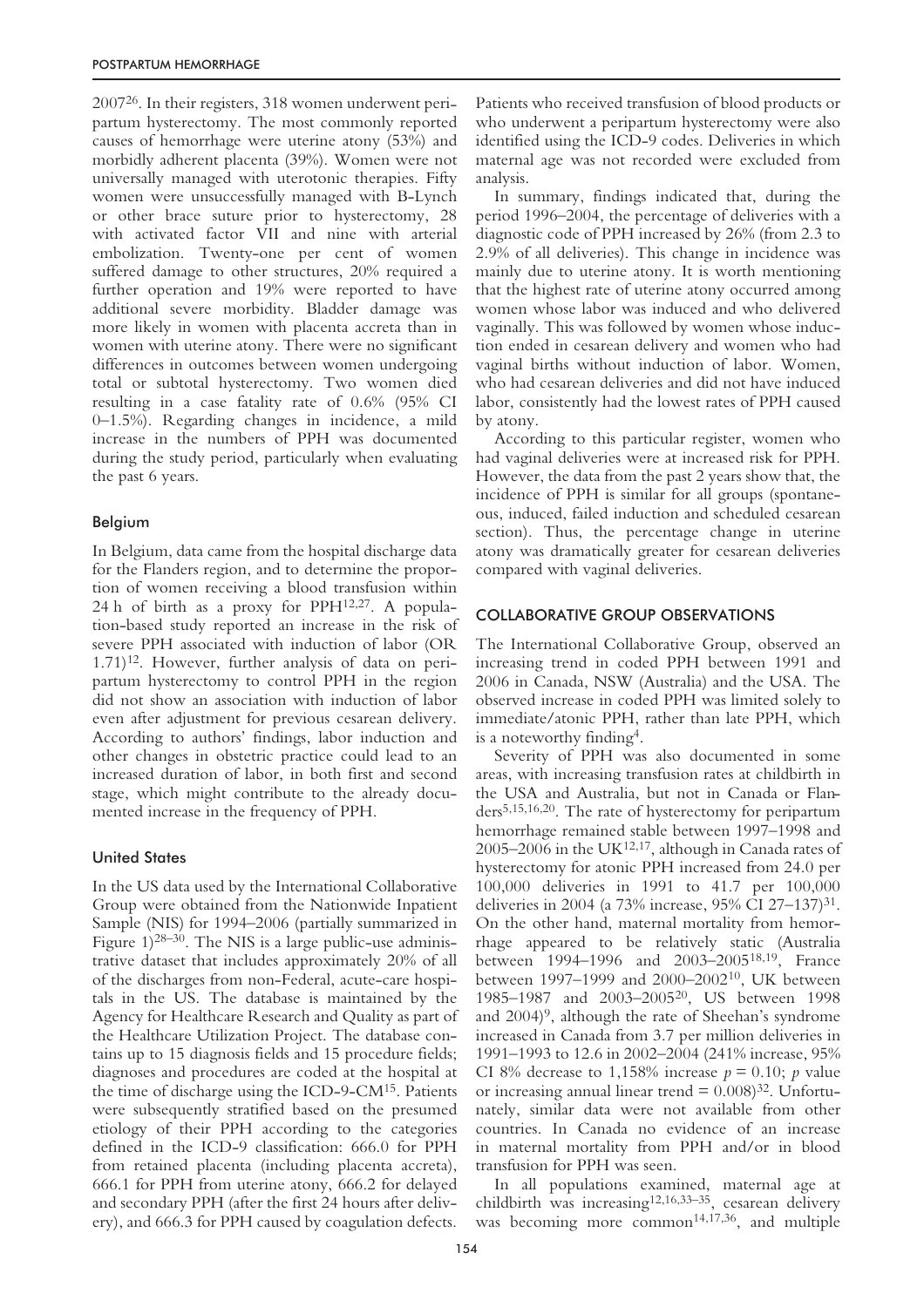2007[26]. In their registers, 318 women underwent peripartum hysterectomy. The most commonly reported causes of hemorrhage were uterine atony (53%) and morbidly adherent placenta (39%). Women were not universally managed with uterotonic therapies. Fifty women were unsuccessfully managed with B-Lynch or other brace suture prior to hysterectomy, 28 with activated factor VII and nine with arterial embolization. Twenty-one per cent of women suffered damage to other structures, 20% required a further operation and 19% were reported to have additional severe morbidity. Bladder damage was more likely in women with placenta accreta than in women with uterine atony. There were no significant differences in outcomes between women undergoing total or subtotal hysterectomy. Two women died resulting in a case fatality rate of 0.6% (95% CI 0–1.5%). Regarding changes in incidence, a mild increase in the numbers of PPH was documented during the study period, particularly when evaluating the past 6 years.

### Belgium

In Belgium, data came from the hospital discharge data for the Flanders region, and to determine the proportion of women receiving a blood transfusion within 24 h of birth as a proxy for PPH[12,27]. A population-based study reported an increase in the risk of severe PPH associated with induction of labor (OR 1.71)[12]. However, further analysis of data on peripartum hysterectomy to control PPH in the region did not show an association with induction of labor even after adjustment for previous cesarean delivery. According to authors' findings, labor induction and other changes in obstetric practice could lead to an increased duration of labor, in both first and second stage, which might contribute to the already documented increase in the frequency of PPH.

### United States

In the US data used by the International Collaborative Group were obtained from the Nationwide Inpatient Sample (NIS) for 1994–2006 (partially summarized in Figure 1)[28–30]. The NIS is a large public-use administrative dataset that includes approximately 20% of all of the discharges from non-Federal, acute-care hospitals in the US. The database is maintained by the Agency for Healthcare Research and Quality as part of the Healthcare Utilization Project. The database contains up to 15 diagnosis fields and 15 procedure fields; diagnoses and procedures are coded at the hospital at the time of discharge using the ICD-9-CM[15]. Patients were subsequently stratified based on the presumed etiology of their PPH according to the categories defined in the ICD-9 classification: 666.0 for PPH from retained placenta (including placenta accreta), 666.1 for PPH from uterine atony, 666.2 for delayed and secondary PPH (after the first 24 hours after delivery), and 666.3 for PPH caused by coagulation defects. Patients who received transfusion of blood products or who underwent a peripartum hysterectomy were also identified using the ICD-9 codes. Deliveries in which maternal age was not recorded were excluded from analysis.

In summary, findings indicated that, during the period 1996–2004, the percentage of deliveries with a diagnostic code of PPH increased by 26% (from 2.3 to 2.9% of all deliveries). This change in incidence was mainly due to uterine atony. It is worth mentioning that the highest rate of uterine atony occurred among women whose labor was induced and who delivered vaginally. This was followed by women whose induction ended in cesarean delivery and women who had vaginal births without induction of labor. Women, who had cesarean deliveries and did not have induced labor, consistently had the lowest rates of PPH caused by atony.

According to this particular register, women who had vaginal deliveries were at increased risk for PPH. However, the data from the past 2 years show that, the incidence of PPH is similar for all groups (spontaneous, induced, failed induction and scheduled cesarean section). Thus, the percentage change in uterine atony was dramatically greater for cesarean deliveries compared with vaginal deliveries.

## COLLABORATIVE GROUP OBSERVATIONS

The International Collaborative Group, observed an increasing trend in coded PPH between 1991 and 2006 in Canada, NSW (Australia) and the USA. The observed increase in coded PPH was limited solely to immediate/atonic PPH, rather than late PPH, which is a noteworthy finding[4].

Severity of PPH was also documented in some areas, with increasing transfusion rates at childbirth in the USA and Australia, but not in Canada or Flanders[5,15,16,20]. The rate of hysterectomy for peripartum hemorrhage remained stable between 1997–1998 and 2005–2006 in the UK[12,17], although in Canada rates of hysterectomy for atonic PPH increased from 24.0 per 100,000 deliveries in 1991 to 41.7 per 100,000 deliveries in 2004 (a 73% increase, 95% CI 27–137)[31]. On the other hand, maternal mortality from hemorrhage appeared to be relatively static (Australia between 1994–1996 and 2003–2005[18,19], France between 1997–1999 and 2000–2002[10], UK between 1985–1987 and 2003–2005[20], US between 1998 and 2004)[9], although the rate of Sheehan's syndrome increased in Canada from 3.7 per million deliveries in 1991–1993 to 12.6 in 2002–2004 (241% increase, 95% CI 8% decrease to 1,158% increase $p = 0.10$; $p$ value or increasing annual linear trend $= 0.008$)[32]. Unfortunately, similar data were not available from other countries. In Canada no evidence of an increase in maternal mortality from PPH and/or in blood transfusion for PPH was seen.

In all populations examined, maternal age at childbirth was increasing[12,16,33–35], cesarean delivery was becoming more common[14,17,36], and multiple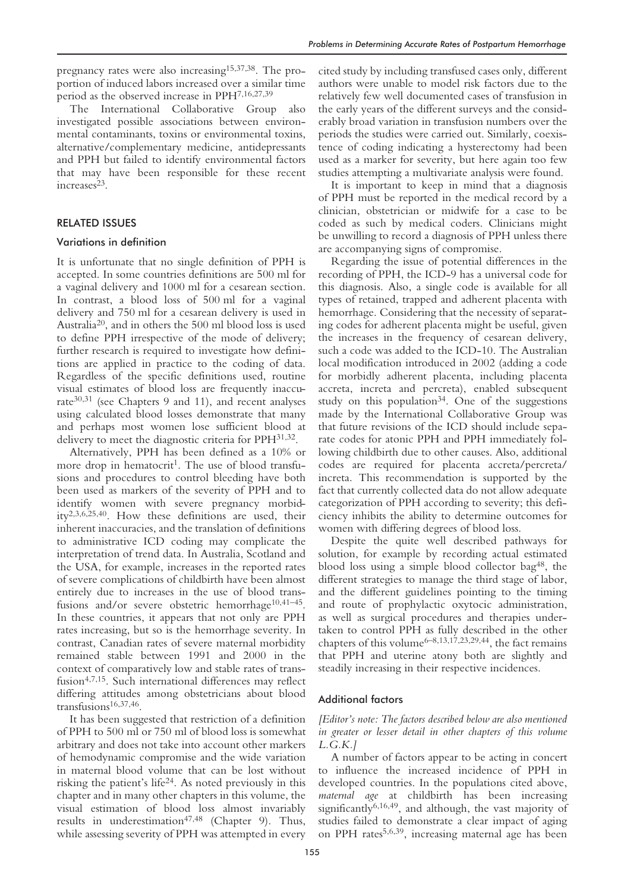pregnancy rates were also increasing[15,37,38]. The proportion of induced labors increased over a similar time period as the observed increase in PPH[7,16,27,39]

The International Collaborative Group also investigated possible associations between environmental contaminants, toxins or environmental toxins, alternative/complementary medicine, antidepressants and PPH but failed to identify environmental factors that may have been responsible for these recent increases[23].

## RELATED ISSUES

### Variations in definition

It is unfortunate that no single definition of PPH is accepted. In some countries definitions are 500 ml for a vaginal delivery and 1000 ml for a cesarean section. In contrast, a blood loss of 500 ml for a vaginal delivery and 750 ml for a cesarean delivery is used in Australia[20], and in others the 500 ml blood loss is used to define PPH irrespective of the mode of delivery; further research is required to investigate how definitions are applied in practice to the coding of data. Regardless of the specific definitions used, routine visual estimates of blood loss are frequently inaccurate[30,31] (see Chapters 9 and 11), and recent analyses using calculated blood losses demonstrate that many and perhaps most women lose sufficient blood at delivery to meet the diagnostic criteria for PPH[31,32].

Alternatively, PPH has been defined as a 10% or more drop in hematocrit[1]. The use of blood transfusions and procedures to control bleeding have both been used as markers of the severity of PPH and to identify women with severe pregnancy morbidity[2,3,6,25,40]. How these definitions are used, their inherent inaccuracies, and the translation of definitions to administrative ICD coding may complicate the interpretation of trend data. In Australia, Scotland and the USA, for example, increases in the reported rates of severe complications of childbirth have been almost entirely due to increases in the use of blood transfusions and/or severe obstetric hemorrhage[10,41–45]. In these countries, it appears that not only are PPH rates increasing, but so is the hemorrhage severity. In contrast, Canadian rates of severe maternal morbidity remained stable between 1991 and 2000 in the context of comparatively low and stable rates of transfusion[4,7,15]. Such international differences may reflect differing attitudes among obstetricians about blood transfusions[16,37,46].

It has been suggested that restriction of a definition of PPH to 500 ml or 750 ml of blood loss is somewhat arbitrary and does not take into account other markers of hemodynamic compromise and the wide variation in maternal blood volume that can be lost without risking the patient's life[24]. As noted previously in this chapter and in many other chapters in this volume, the visual estimation of blood loss almost invariably results in underestimation[47,48] (Chapter 9). Thus, while assessing severity of PPH was attempted in every cited study by including transfused cases only, different authors were unable to model risk factors due to the relatively few well documented cases of transfusion in the early years of the different surveys and the considerably broad variation in transfusion numbers over the periods the studies were carried out. Similarly, coexistence of coding indicating a hysterectomy had been used as a marker for severity, but here again too few studies attempting a multivariate analysis were found.

It is important to keep in mind that a diagnosis of PPH must be reported in the medical record by a clinician, obstetrician or midwife for a case to be coded as such by medical coders. Clinicians might be unwilling to record a diagnosis of PPH unless there are accompanying signs of compromise.

Regarding the issue of potential differences in the recording of PPH, the ICD-9 has a universal code for this diagnosis. Also, a single code is available for all types of retained, trapped and adherent placenta with hemorrhage. Considering that the necessity of separating codes for adherent placenta might be useful, given the increases in the frequency of cesarean delivery, such a code was added to the ICD-10. The Australian local modification introduced in 2002 (adding a code for morbidly adherent placenta, including placenta accreta, increta and percreta), enabled subsequent study on this population[34]. One of the suggestions made by the International Collaborative Group was that future revisions of the ICD should include separate codes for atonic PPH and PPH immediately following childbirth due to other causes. Also, additional codes are required for placenta accreta/percreta/increta. This recommendation is supported by the fact that currently collected data do not allow adequate categorization of PPH according to severity; this deficiency inhibits the ability to determine outcomes for women with differing degrees of blood loss.

Despite the quite well described pathways for solution, for example by recording actual estimated blood loss using a simple blood collector bag[48], the different strategies to manage the third stage of labor, and the different guidelines pointing to the timing and route of prophylactic oxytocic administration, as well as surgical procedures and therapies undertaken to control PPH as fully described in the other chapters of this volume[6–8,13,17,23,29,44], the fact remains that PPH and uterine atony both are slightly and steadily increasing in their respective incidences.

### Additional factors

*[Editor's note: The factors described below are also mentioned in greater or lesser detail in other chapters of this volume L.G.K.]*

A number of factors appear to be acting in concert to influence the increased incidence of PPH in developed countries. In the populations cited above, *maternal age* at childbirth has been increasing significantly[6,16,49], and although, the vast majority of studies failed to demonstrate a clear impact of aging on PPH rates[5,6,39], increasing maternal age has been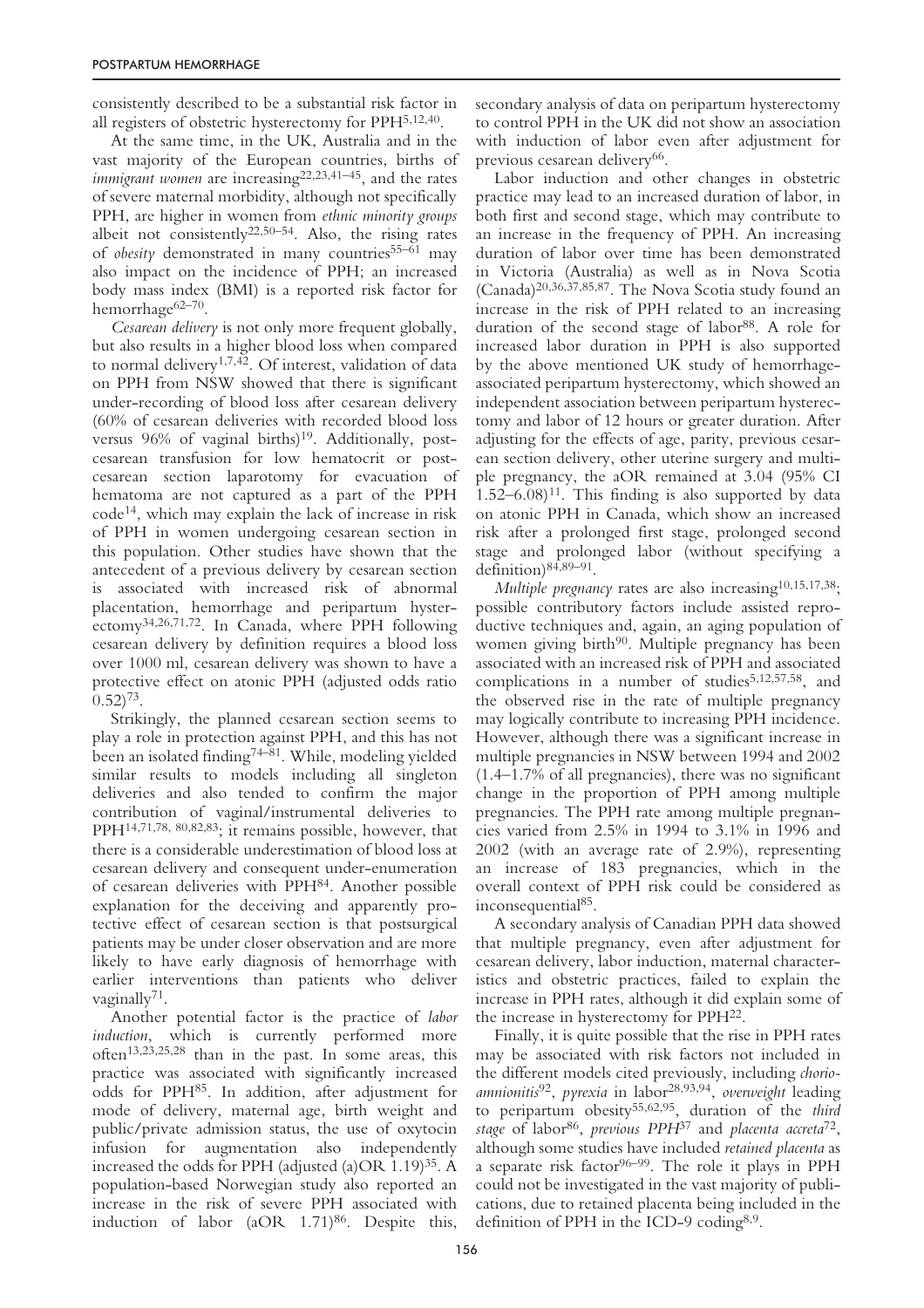consistently described to be a substantial risk factor in all registers of obstetric hysterectomy for PPH[5,12,40].

At the same time, in the UK, Australia and in the vast majority of the European countries, births of *immigrant women* are increasing[22,23,41–45], and the rates of severe maternal morbidity, although not specifically PPH, are higher in women from *ethnic minority groups* albeit not consistently[22,50–54]. Also, the rising rates of *obesity* demonstrated in many countries[55–61] may also impact on the incidence of PPH; an increased body mass index (BMI) is a reported risk factor for hemorrhage[62–70].

*Cesarean delivery* is not only more frequent globally, but also results in a higher blood loss when compared to normal delivery[1,7,42]. Of interest, validation of data on PPH from NSW showed that there is significant under-recording of blood loss after cesarean delivery (60% of cesarean deliveries with recorded blood loss versus 96% of vaginal births)[19]. Additionally, post-cesarean transfusion for low hematocrit or post-cesarean section laparotomy for evacuation of hematoma are not captured as a part of the PPH code[14], which may explain the lack of increase in risk of PPH in women undergoing cesarean section in this population. Other studies have shown that the antecedent of a previous delivery by cesarean section is associated with increased risk of abnormal placentation, hemorrhage and peripartum hysterectomy[34,26,71,72]. In Canada, where PPH following cesarean delivery by definition requires a blood loss over 1000 ml, cesarean delivery was shown to have a protective effect on atonic PPH (adjusted odds ratio 0.52)[73].

Strikingly, the planned cesarean section seems to play a role in protection against PPH, and this has not been an isolated finding[74–81]. While, modeling yielded similar results to models including all singleton deliveries and also tended to confirm the major contribution of vaginal/instrumental deliveries to PPH[14,71,78, 80,82,83]; it remains possible, however, that there is a considerable underestimation of blood loss at cesarean delivery and consequent under-enumeration of cesarean deliveries with PPH[84]. Another possible explanation for the deceiving and apparently protective effect of cesarean section is that postsurgical patients may be under closer observation and are more likely to have early diagnosis of hemorrhage with earlier interventions than patients who deliver vaginally[71].

Another potential factor is the practice of *labor induction*, which is currently performed more often[13,23,25,28] than in the past. In some areas, this practice was associated with significantly increased odds for PPH[85]. In addition, after adjustment for mode of delivery, maternal age, birth weight and public/private admission status, the use of oxytocin infusion for augmentation also independently increased the odds for PPH (adjusted (a)OR 1.19)[35]. A population-based Norwegian study also reported an increase in the risk of severe PPH associated with induction of labor (aOR 1.71)[86]. Despite this, secondary analysis of data on peripartum hysterectomy to control PPH in the UK did not show an association with induction of labor even after adjustment for previous cesarean delivery[66].

Labor induction and other changes in obstetric practice may lead to an increased duration of labor, in both first and second stage, which may contribute to an increase in the frequency of PPH. An increasing duration of labor over time has been demonstrated in Victoria (Australia) as well as in Nova Scotia (Canada)[20,36,37,85,87]. The Nova Scotia study found an increase in the risk of PPH related to an increasing duration of the second stage of labor[88]. A role for increased labor duration in PPH is also supported by the above mentioned UK study of hemorrhage-associated peripartum hysterectomy, which showed an independent association between peripartum hysterectomy and labor of 12 hours or greater duration. After adjusting for the effects of age, parity, previous cesarean section delivery, other uterine surgery and multiple pregnancy, the aOR remained at 3.04 (95% CI 1.52–6.08)[11]. This finding is also supported by data on atonic PPH in Canada, which show an increased risk after a prolonged first stage, prolonged second stage and prolonged labor (without specifying a definition)[84,89–91].

*Multiple pregnancy* rates are also increasing[10,15,17,38]; possible contributory factors include assisted reproductive techniques and, again, an aging population of women giving birth[90]. Multiple pregnancy has been associated with an increased risk of PPH and associated complications in a number of studies[5,12,57,58], and the observed rise in the rate of multiple pregnancy may logically contribute to increasing PPH incidence. However, although there was a significant increase in multiple pregnancies in NSW between 1994 and 2002 (1.4–1.7% of all pregnancies), there was no significant change in the proportion of PPH among multiple pregnancies. The PPH rate among multiple pregnancies varied from 2.5% in 1994 to 3.1% in 1996 and 2002 (with an average rate of 2.9%), representing an increase of 183 pregnancies, which in the overall context of PPH risk could be considered as inconsequential[85].

A secondary analysis of Canadian PPH data showed that multiple pregnancy, even after adjustment for cesarean delivery, labor induction, maternal characteristics and obstetric practices, failed to explain the increase in PPH rates, although it did explain some of the increase in hysterectomy for PPH[22].

Finally, it is quite possible that the rise in PPH rates may be associated with risk factors not included in the different models cited previously, including *chorioamnionitis*[92], *pyrexia* in labor[28,93,94], *overweight* leading to peripartum obesity[55,62,95], duration of the *third stage* of labor[86], *previous PPH*[37] and *placenta accreta*[72], although some studies have included *retained placenta* as a separate risk factor[96–99]. The role it plays in PPH could not be investigated in the vast majority of publications, due to retained placenta being included in the definition of PPH in the ICD-9 coding[8,9].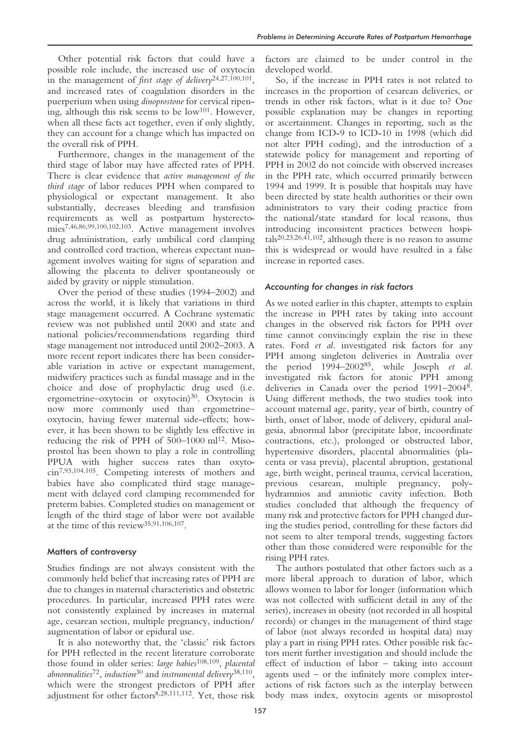Other potential risk factors that could have a possible role include, the increased use of oxytocin in the management of *first stage of delivery*[24,27,100,101], and increased rates of coagulation disorders in the puerperium when using *dinoprostone* for cervical ripening, although this risk seems to be low[101]. However, when all these facts act together, even if only slightly, they can account for a change which has impacted on the overall risk of PPH.

Furthermore, changes in the management of the third stage of labor may have affected rates of PPH. There is clear evidence that *active management of the third stage* of labor reduces PPH when compared to physiological or expectant management. It also substantially, decreases bleeding and transfusion requirements as well as postpartum hysterectomies[7,46,86,99,100,102,103]. Active management involves drug administration, early umbilical cord clamping and controlled cord traction, whereas expectant management involves waiting for signs of separation and allowing the placenta to deliver spontaneously or aided by gravity or nipple stimulation.

Over the period of these studies (1994–2002) and across the world, it is likely that variations in third stage management occurred. A Cochrane systematic review was not published until 2000 and state and national policies/recommendations regarding third stage management not introduced until 2002–2003. A more recent report indicates there has been considerable variation in active or expectant management, midwifery practices such as fundal massage and in the choice and dose of prophylactic drug used (i.e. ergometrine–oxytocin or oxytocin)[30]. Oxytocin is now more commonly used than ergometrine–oxytocin, having fewer maternal side-effects; however, it has been shown to be slightly less effective in reducing the risk of PPH of 500–1000 ml[12]. Misoprostol has been shown to play a role in controlling PPUA with higher success rates than oxytocin[7,93,104,105]. Competing interests of mothers and babies have also complicated third stage management with delayed cord clamping recommended for preterm babies. Completed studies on management or length of the third stage of labor were not available at the time of this review[35,91,106,107].

### Matters of controversy

Studies findings are not always consistent with the commonly held belief that increasing rates of PPH are due to changes in maternal characteristics and obstetric procedures. In particular, increased PPH rates were not consistently explained by increases in maternal age, cesarean section, multiple pregnancy, induction/augmentation of labor or epidural use.

It is also noteworthy that, the 'classic' risk factors for PPH reflected in the recent literature corroborate those found in older series: *large babies*[108,109], *placental abnormalities*[72], *induction*[30] and *instrumental delivery*[38,110], which were the strongest predictors of PPH after adjustment for other factors[8,28,111,112]. Yet, those risk factors are claimed to be under control in the developed world.

So, if the increase in PPH rates is not related to increases in the proportion of cesarean deliveries, or trends in other risk factors, what is it due to? One possible explanation may be changes in reporting or ascertainment. Changes in reporting, such as the change from ICD-9 to ICD-10 in 1998 (which did not alter PPH coding), and the introduction of a statewide policy for management and reporting of PPH in 2002 do not coincide with observed increases in the PPH rate, which occurred primarily between 1994 and 1999. It is possible that hospitals may have been directed by state health authorities or their own administrators to vary their coding practice from the national/state standard for local reasons, thus introducing inconsistent practices between hospitals[20,23,26,41,102], although there is no reason to assume this is widespread or would have resulted in a false increase in reported cases.

### *Accounting for changes in risk factors*

As we noted earlier in this chapter, attempts to explain the increase in PPH rates by taking into account changes in the observed risk factors for PPH over time cannot convincingly explain the rise in these rates. Ford *et al.* investigated risk factors for any PPH among singleton deliveries in Australia over the period 1994–2002[85], while Joseph *et al.* investigated risk factors for atonic PPH among deliveries in Canada over the period 1991–2004[8]. Using different methods, the two studies took into account maternal age, parity, year of birth, country of birth, onset of labor, mode of delivery, epidural analgesia, abnormal labor (precipitate labor, incoordinate contractions, etc.), prolonged or obstructed labor, hypertensive disorders, placental abnormalities (placenta or vasa previa), placental abruption, gestational age, birth weight, perineal trauma, cervical laceration, previous cesarean, multiple pregnancy, polyhydramnios and amniotic cavity infection. Both studies concluded that although the frequency of many risk and protective factors for PPH changed during the studies period, controlling for these factors did not seem to alter temporal trends, suggesting factors other than those considered were responsible for the rising PPH rates.

The authors postulated that other factors such as a more liberal approach to duration of labor, which allows women to labor for longer (information which was not collected with sufficient detail in any of the series), increases in obesity (not recorded in all hospital records) or changes in the management of third stage of labor (not always recorded in hospital data) may play a part in rising PPH rates. Other possible risk factors merit further investigation and should include the effect of induction of labor – taking into account agents used – or the infinitely more complex interactions of risk factors such as the interplay between body mass index, oxytocin agents or misoprostol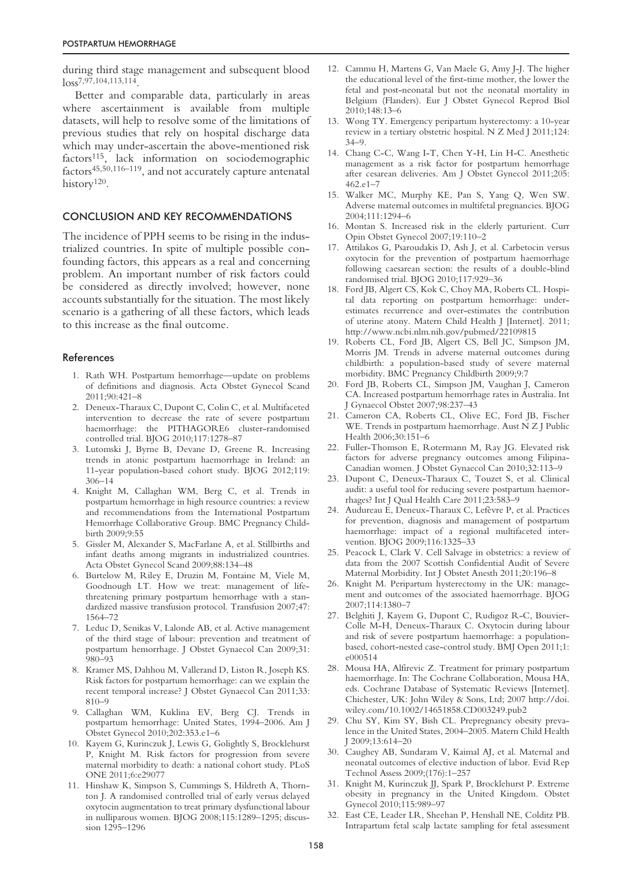during third stage management and subsequent blood loss[7,97,104,113,114].

Better and comparable data, particularly in areas where ascertainment is available from multiple datasets, will help to resolve some of the limitations of previous studies that rely on hospital discharge data which may under-ascertain the above-mentioned risk factors[115], lack information on sociodemographic factors[45,50,116–119], and not accurately capture antenatal history[120].

## CONCLUSION AND KEY RECOMMENDATIONS

The incidence of PPH seems to be rising in the industrialized countries. In spite of multiple possible confounding factors, this appears as a real and concerning problem. An important number of risk factors could be considered as directly involved; however, none accounts substantially for the situation. The most likely scenario is a gathering of all these factors, which leads to this increase as the final outcome.

### References

1. Rath WH. Postpartum hemorrhage—update on problems of definitions and diagnosis. Acta Obstet Gynecol Scand 2011;90:421–8
2. Deneux-Tharaux C, Dupont C, Colin C, et al. Multifaceted intervention to decrease the rate of severe postpartum haemorrhage: the PITHAGORE6 cluster-randomised controlled trial. BJOG 2010;117:1278–87
3. Lutomski J, Byrne B, Devane D, Greene R. Increasing trends in atonic postpartum haemorrhage in Ireland: an 11-year population-based cohort study. BJOG 2012;119: 306–14
4. Knight M, Callaghan WM, Berg C, et al. Trends in postpartum hemorrhage in high resource countries: a review and recommendations from the International Postpartum Hemorrhage Collaborative Group. BMC Pregnancy Childbirth 2009;9:55
5. Gissler M, Alexander S, MacFarlane A, et al. Stillbirths and infant deaths among migrants in industrialized countries. Acta Obstet Gynecol Scand 2009;88:134–48
6. Burtelow M, Riley E, Druzin M, Fontaine M, Viele M, Goodnough LT. How we treat: management of life-threatening primary postpartum hemorrhage with a standardized massive transfusion protocol. Transfusion 2007;47: 1564–72
7. Leduc D, Senikas V, Lalonde AB, et al. Active management of the third stage of labour: prevention and treatment of postpartum hemorrhage. J Obstet Gynaecol Can 2009;31: 980–93
8. Kramer MS, Dahhou M, Vallerand D, Liston R, Joseph KS. Risk factors for postpartum hemorrhage: can we explain the recent temporal increase? J Obstet Gynaecol Can 2011;33: 810–9
9. Callaghan WM, Kuklina EV, Berg CJ. Trends in postpartum hemorrhage: United States, 1994–2006. Am J Obstet Gynecol 2010;202:353.e1–6
10. Kayem G, Kurinczuk J, Lewis G, Golightly S, Brocklehurst P, Knight M. Risk factors for progression from severe maternal morbidity to death: a national cohort study. PLoS ONE 2011;6:e29077
11. Hinshaw K, Simpson S, Cummings S, Hildreth A, Thornton J. A randomised controlled trial of early versus delayed oxytocin augmentation to treat primary dysfunctional labour in nulliparous women. BJOG 2008;115:1289–1295; discussion 1295–1296
12. Cammu H, Martens G, Van Maele G, Amy J-J. The higher the educational level of the first-time mother, the lower the fetal and post-neonatal but not the neonatal mortality in Belgium (Flanders). Eur J Obstet Gynecol Reprod Biol 2010;148:13–6
13. Wong TY. Emergency peripartum hysterectomy: a 10-year review in a tertiary obstetric hospital. N Z Med J 2011;124: 34–9.
14. Chang C-C, Wang I-T, Chen Y-H, Lin H-C. Anesthetic management as a risk factor for postpartum hemorrhage after cesarean deliveries. Am J Obstet Gynecol 2011;205: 462.e1–7
15. Walker MC, Murphy KE, Pan S, Yang Q, Wen SW. Adverse maternal outcomes in multifetal pregnancies. BJOG 2004;111:1294–6
16. Montan S. Increased risk in the elderly parturient. Curr Opin Obstet Gynecol 2007;19:110–2
17. Attilakos G, Psaroudakis D, Ash J, et al. Carbetocin versus oxytocin for the prevention of postpartum haemorrhage following caesarean section: the results of a double-blind randomised trial. BJOG 2010;117:929–36
18. Ford JB, Algert CS, Kok C, Choy MA, Roberts CL. Hospital data reporting on postpartum hemorrhage: underestimates recurrence and over-estimates the contribution of uterine atony. Matern Child Health J [Internet]. 2011; http://www.ncbi.nlm.nih.gov/pubmed/22109815
19. Roberts CL, Ford JB, Algert CS, Bell JC, Simpson JM, Morris JM. Trends in adverse maternal outcomes during childbirth: a population-based study of severe maternal morbidity. BMC Pregnancy Childbirth 2009;9:7
20. Ford JB, Roberts CL, Simpson JM, Vaughan J, Cameron CA. Increased postpartum hemorrhage rates in Australia. Int J Gynaecol Obstet 2007;98:237–43
21. Cameron CA, Roberts CL, Olive EC, Ford JB, Fischer WE. Trends in postpartum haemorrhage. Aust N Z J Public Health 2006;30:151–6
22. Fuller-Thomson E, Rotermann M, Ray JG. Elevated risk factors for adverse pregnancy outcomes among Filipina-Canadian women. J Obstet Gynaecol Can 2010;32:113–9
23. Dupont C, Deneux-Tharaux C, Touzet S, et al. Clinical audit: a useful tool for reducing severe postpartum haemorrhages? Int J Qual Health Care 2011;23:583–9
24. Audureau E, Deneux-Tharaux C, Lefèvre P, et al. Practices for prevention, diagnosis and management of postpartum haemorrhage: impact of a regional multifaceted intervention. BJOG 2009;116:1325–33
25. Peacock L, Clark V. Cell Salvage in obstetrics: a review of data from the 2007 Scottish Confidential Audit of Severe Maternal Morbidity. Int J Obstet Anesth 2011;20:196–8
26. Knight M. Peripartum hysterectomy in the UK: management and outcomes of the associated haemorrhage. BJOG 2007;114:1380–7
27. Belghiti J, Kayem G, Dupont C, Rudigoz R-C, Bouvier-Colle M-H, Deneux-Tharaux C. Oxytocin during labour and risk of severe postpartum haemorrhage: a population-based, cohort-nested case-control study. BMJ Open 2011;1: e000514
28. Mousa HA, Alfirevic Z. Treatment for primary postpartum haemorrhage. In: The Cochrane Collaboration, Mousa HA, eds. Cochrane Database of Systematic Reviews [Internet]. Chichester, UK: John Wiley & Sons, Ltd; 2007 http://doi.wiley.com/10.1002/14651858.CD003249.pub2
29. Chu SY, Kim SY, Bish CL. Prepregnancy obesity prevalence in the United States, 2004–2005. Matern Child Health J 2009;13:614–20
30. Caughey AB, Sundaram V, Kaimal AJ, et al. Maternal and neonatal outcomes of elective induction of labor. Evid Rep Technol Assess 2009;(176):1–257
31. Knight M, Kurinczuk JJ, Spark P, Brocklehurst P. Extreme obesity in pregnancy in the United Kingdom. Obstet Gynecol 2010;115:989–97
32. East CE, Leader LR, Sheehan P, Henshall NE, Colditz PB. Intrapartum fetal scalp lactate sampling for fetal assessment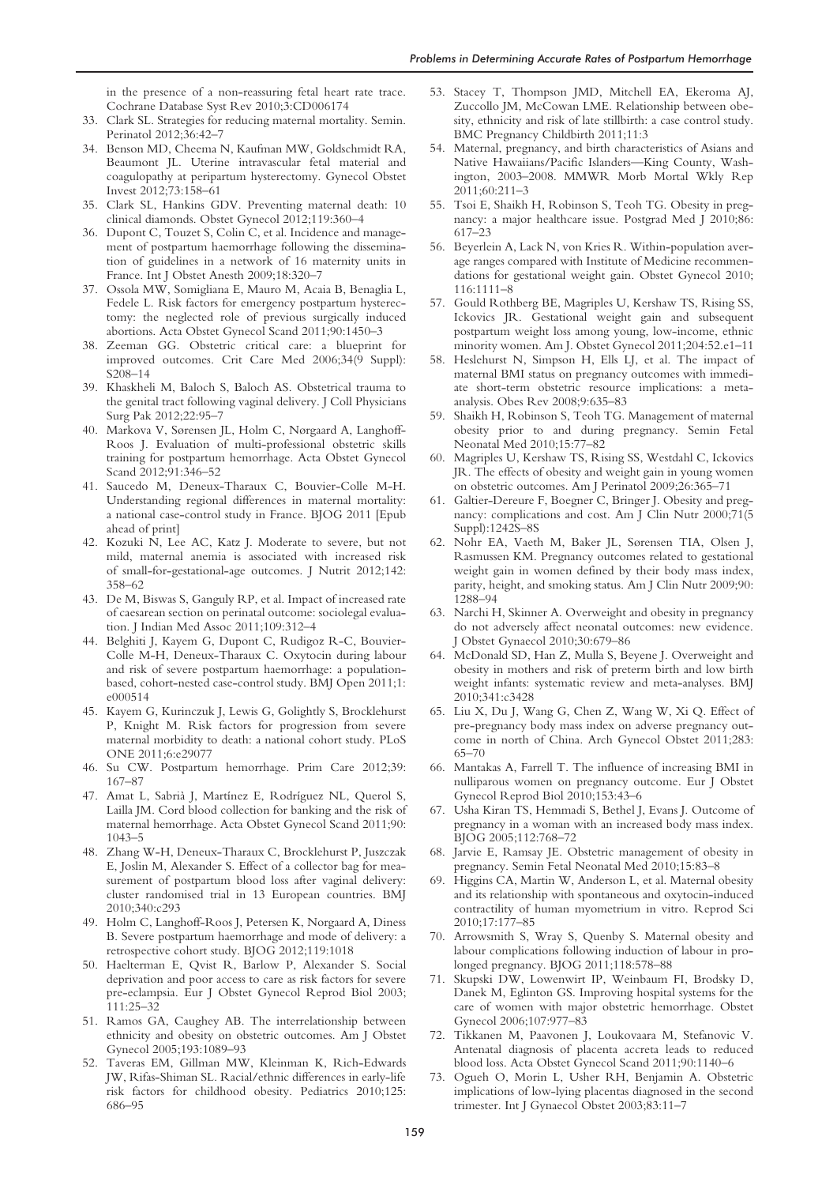in the presence of a non-reassuring fetal heart rate trace. Cochrane Database Syst Rev 2010;3:CD006174

33. Clark SL. Strategies for reducing maternal mortality. Semin. Perinatol 2012;36:42–7
34. Benson MD, Cheema N, Kaufman MW, Goldschmidt RA, Beaumont JL. Uterine intravascular fetal material and coagulopathy at peripartum hysterectomy. Gynecol Obstet Invest 2012;73:158–61
35. Clark SL, Hankins GDV. Preventing maternal death: 10 clinical diamonds. Obstet Gynecol 2012;119:360–4
36. Dupont C, Touzet S, Colin C, et al. Incidence and management of postpartum haemorrhage following the dissemination of guidelines in a network of 16 maternity units in France. Int J Obstet Anesth 2009;18:320–7
37. Ossola MW, Somigliana E, Mauro M, Acaia B, Benaglia L, Fedele L. Risk factors for emergency postpartum hysterectomy: the neglected role of previous surgically induced abortions. Acta Obstet Gynecol Scand 2011;90:1450–3
38. Zeeman GG. Obstetric critical care: a blueprint for improved outcomes. Crit Care Med 2006;34(9 Suppl): S208–14
39. Khaskheli M, Baloch S, Baloch AS. Obstetrical trauma to the genital tract following vaginal delivery. J Coll Physicians Surg Pak 2012;22:95–7
40. Markova V, Sørensen JL, Holm C, Nørgaard A, Langhoff-Roos J. Evaluation of multi-professional obstetric skills training for postpartum hemorrhage. Acta Obstet Gynecol Scand 2012;91:346–52
41. Saucedo M, Deneux-Tharaux C, Bouvier-Colle M-H. Understanding regional differences in maternal mortality: a national case-control study in France. BJOG 2011 [Epub ahead of print]
42. Kozuki N, Lee AC, Katz J. Moderate to severe, but not mild, maternal anemia is associated with increased risk of small-for-gestational-age outcomes. J Nutrit 2012;142: 358–62
43. De M, Biswas S, Ganguly RP, et al. Impact of increased rate of caesarean section on perinatal outcome: sociolegal evaluation. J Indian Med Assoc 2011;109:312–4
44. Belghiti J, Kayem G, Dupont C, Rudigoz R-C, Bouvier-Colle M-H, Deneux-Tharaux C. Oxytocin during labour and risk of severe postpartum haemorrhage: a population-based, cohort-nested case-control study. BMJ Open 2011;1: e000514
45. Kayem G, Kurinczuk J, Lewis G, Golightly S, Brocklehurst P, Knight M. Risk factors for progression from severe maternal morbidity to death: a national cohort study. PLoS ONE 2011;6:e29077
46. Su CW. Postpartum hemorrhage. Prim Care 2012;39: 167–87
47. Amat L, Sabrià J, Martínez E, Rodríguez NL, Querol S, Lailla JM. Cord blood collection for banking and the risk of maternal hemorrhage. Acta Obstet Gynecol Scand 2011;90: 1043–5
48. Zhang W-H, Deneux-Tharaux C, Brocklehurst P, Juszczak E, Joslin M, Alexander S. Effect of a collector bag for measurement of postpartum blood loss after vaginal delivery: cluster randomised trial in 13 European countries. BMJ 2010;340:c293
49. Holm C, Langhoff-Roos J, Petersen K, Norgaard A, Diness B. Severe postpartum haemorrhage and mode of delivery: a retrospective cohort study. BJOG 2012;119:1018
50. Haelterman E, Qvist R, Barlow P, Alexander S. Social deprivation and poor access to care as risk factors for severe pre-eclampsia. Eur J Obstet Gynecol Reprod Biol 2003; 111:25–32
51. Ramos GA, Caughey AB. The interrelationship between ethnicity and obesity on obstetric outcomes. Am J Obstet Gynecol 2005;193:1089–93
52. Taveras EM, Gillman MW, Kleinman K, Rich-Edwards JW, Rifas-Shiman SL. Racial/ethnic differences in early-life risk factors for childhood obesity. Pediatrics 2010;125: 686–95
53. Stacey T, Thompson JMD, Mitchell EA, Ekeroma AJ, Zuccollo JM, McCowan LME. Relationship between obesity, ethnicity and risk of late stillbirth: a case control study. BMC Pregnancy Childbirth 2011;11:3
54. Maternal, pregnancy, and birth characteristics of Asians and Native Hawaiians/Pacific Islanders—King County, Washington, 2003–2008. MMWR Morb Mortal Wkly Rep 2011;60:211–3
55. Tsoi E, Shaikh H, Robinson S, Teoh TG. Obesity in pregnancy: a major healthcare issue. Postgrad Med J 2010;86: 617–23
56. Beyerlein A, Lack N, von Kries R. Within-population average ranges compared with Institute of Medicine recommendations for gestational weight gain. Obstet Gynecol 2010; 116:1111–8
57. Gould Rothberg BE, Magriples U, Kershaw TS, Rising SS, Ickovics JR. Gestational weight gain and subsequent postpartum weight loss among young, low-income, ethnic minority women. Am J. Obstet Gynecol 2011;204:52.e1–11
58. Heslehurst N, Simpson H, Ells LJ, et al. The impact of maternal BMI status on pregnancy outcomes with immediate short-term obstetric resource implications: a meta-analysis. Obes Rev 2008;9:635–83
59. Shaikh H, Robinson S, Teoh TG. Management of maternal obesity prior to and during pregnancy. Semin Fetal Neonatal Med 2010;15:77–82
60. Magriples U, Kershaw TS, Rising SS, Westdahl C, Ickovics JR. The effects of obesity and weight gain in young women on obstetric outcomes. Am J Perinatol 2009;26:365–71
61. Galtier-Dereure F, Boegner C, Bringer J. Obesity and pregnancy: complications and cost. Am J Clin Nutr 2000;71(5 Suppl):1242S–8S
62. Nohr EA, Vaeth M, Baker JL, Sørensen TIA, Olsen J, Rasmussen KM. Pregnancy outcomes related to gestational weight gain in women defined by their body mass index, parity, height, and smoking status. Am J Clin Nutr 2009;90: 1288–94
63. Narchi H, Skinner A. Overweight and obesity in pregnancy do not adversely affect neonatal outcomes: new evidence. J Obstet Gynaecol 2010;30:679–86
64. McDonald SD, Han Z, Mulla S, Beyene J. Overweight and obesity in mothers and risk of preterm birth and low birth weight infants: systematic review and meta-analyses. BMJ 2010;341:c3428
65. Liu X, Du J, Wang G, Chen Z, Wang W, Xi Q. Effect of pre-pregnancy body mass index on adverse pregnancy outcome in north of China. Arch Gynecol Obstet 2011;283: 65–70
66. Mantakas A, Farrell T. The influence of increasing BMI in nulliparous women on pregnancy outcome. Eur J Obstet Gynecol Reprod Biol 2010;153:43–6
67. Usha Kiran TS, Hemmadi S, Bethel J, Evans J. Outcome of pregnancy in a woman with an increased body mass index. BJOG 2005;112:768–72
68. Jarvie E, Ramsay JE. Obstetric management of obesity in pregnancy. Semin Fetal Neonatal Med 2010;15:83–8
69. Higgins CA, Martin W, Anderson L, et al. Maternal obesity and its relationship with spontaneous and oxytocin-induced contractility of human myometrium in vitro. Reprod Sci 2010;17:177–85
70. Arrowsmith S, Wray S, Quenby S. Maternal obesity and labour complications following induction of labour in prolonged pregnancy. BJOG 2011;118:578–88
71. Skupski DW, Lowenwirt IP, Weinbaum FI, Brodsky D, Danek M, Eglinton GS. Improving hospital systems for the care of women with major obstetric hemorrhage. Obstet Gynecol 2006;107:977–83
72. Tikkanen M, Paavonen J, Loukovaara M, Stefanovic V. Antenatal diagnosis of placenta accreta leads to reduced blood loss. Acta Obstet Gynecol Scand 2011;90:1140–6
73. Ogueh O, Morin L, Usher RH, Benjamin A. Obstetric implications of low-lying placentas diagnosed in the second trimester. Int J Gynaecol Obstet 2003;83:11–7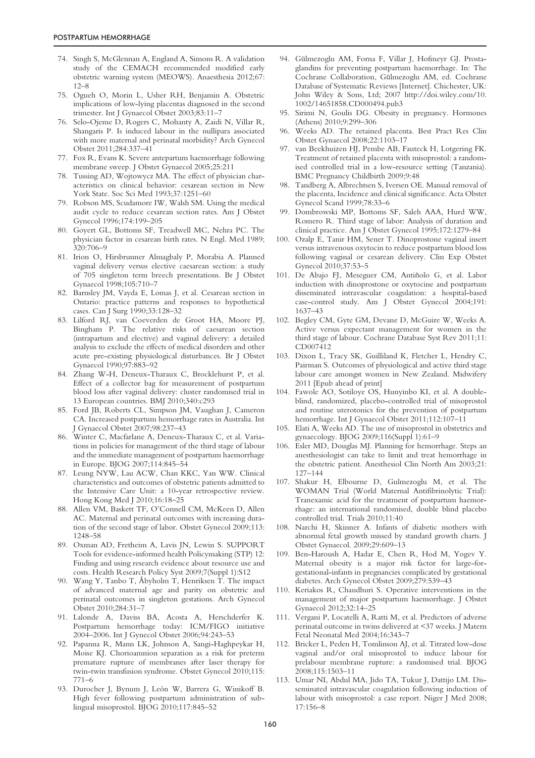74. Singh S, McGlennan A, England A, Simons R. A validation study of the CEMACH recommended modified early obstetric warning system (MEOWS). Anaesthesia 2012;67:12–8
75. Ogueh O, Morin L, Usher RH, Benjamin A. Obstetric implications of low-lying placentas diagnosed in the second trimester. Int J Gynaecol Obstet 2003;83:11–7
76. Selo-Ojeme D, Rogers C, Mohanty A, Zaidi N, Villar R, Shangaris P. Is induced labour in the nullipara associated with more maternal and perinatal morbidity? Arch Gynecol Obstet 2011;284:337–41
77. Fox R, Evans K. Severe antepartum haemorrhage following membrane sweep. J Obstet Gynaecol 2005;25:211
78. Tussing AD, Wojtowycz MA. The effect of physician characteristics on clinical behavior: cesarean section in New York State. Soc Sci Med 1993;37:1251–60
79. Robson MS, Scudamore IW, Walsh SM. Using the medical audit cycle to reduce cesarean section rates. Am J Obstet Gynecol 1996;174:199–205
80. Goyert GL, Bottoms SF, Treadwell MC, Nehra PC. The physician factor in cesarean birth rates. N Engl. Med 1989; 320:706–9
81. Irion O, Hirsbrunner Almagbaly P, Morabia A. Planned vaginal delivery versus elective caesarean section: a study of 705 singleton term breech presentations. Br J Obstet Gynaecol 1998;105:710–7
82. Barnsley JM, Vayda E, Lomas J, et al. Cesarean section in Ontario: practice patterns and responses to hypothetical cases. Can J Surg 1990;33:128–32
83. Lilford RJ, van Coeverden de Groot HA, Moore PJ, Bingham P. The relative risks of caesarean section (intrapartum and elective) and vaginal delivery: a detailed analysis to exclude the effects of medical disorders and other acute pre-existing physiological disturbances. Br J Obstet Gynaecol 1990;97:883–92
84. Zhang W-H, Deneux-Tharaux C, Brocklehurst P, et al. Effect of a collector bag for measurement of postpartum blood loss after vaginal delivery: cluster randomised trial in 13 European countries. BMJ 2010;340:c293
85. Ford JB, Roberts CL, Simpson JM, Vaughan J, Cameron CA. Increased postpartum hemorrhage rates in Australia. Int J Gynaecol Obstet 2007;98:237–43
86. Winter C, Macfarlane A, Deneux-Tharaux C, et al. Variations in policies for management of the third stage of labour and the immediate management of postpartum haemorrhage in Europe. BJOG 2007;114:845–54
87. Leung NYW, Lau ACW, Chan KKC, Yan WW. Clinical characteristics and outcomes of obstetric patients admitted to the Intensive Care Unit: a 10-year retrospective review. Hong Kong Med J 2010;16:18–25
88. Allen VM, Baskett TF, O'Connell CM, McKeen D, Allen AC. Maternal and perinatal outcomes with increasing duration of the second stage of labor. Obstet Gynecol 2009;113:1248–58
89. Oxman AD, Fretheim A, Lavis JN, Lewin S. SUPPORT Tools for evidence-informed health Policymaking (STP) 12: Finding and using research evidence about resource use and costs. Health Research Policy Syst 2009;7(Suppl 1):S12
90. Wang Y, Tanbo T, Åbyholm T, Henriksen T. The impact of advanced maternal age and parity on obstetric and perinatal outcomes in singleton gestations. Arch Gynecol Obstet 2010;284:31–7
91. Lalonde A, Daviss BA, Acosta A, Herschderfer K. Postpartum hemorrhage today: ICM/FIGO initiative 2004–2006. Int J Gynecol Obstet 2006;94:243–53
92. Papanna R, Mann LK, Johnson A, Sangi-Haghpeykar H, Moise KJ. Chorioamnion separation as a risk for preterm premature rupture of membranes after laser therapy for twin-twin transfusion syndrome. Obstet Gynecol 2010;115:771–6
93. Durocher J, Bynum J, León W, Barrera G, Winikoff B. High fever following postpartum administration of sublingual misoprostol. BJOG 2010;117:845–52
94. Gülmezoglu AM, Forna F, Villar J, Hofmeyr GJ. Prostaglandins for preventing postpartum haemorrhage. In: The Cochrane Collaboration, Gülmezoglu AM, ed. Cochrane Database of Systematic Reviews [Internet]. Chichester, UK: John Wiley & Sons, Ltd; 2007 http://doi.wiley.com/10.1002/14651858.CD000494.pub3
95. Sirimi N, Goulis DG. Obesity in pregnancy. Hormones (Athens) 2010;9:299–306
96. Weeks AD. The retained placenta. Best Pract Res Clin Obstet Gynaecol 2008;22:1103–17
97. van Beekhuizen HJ, Pembe AB, Fauteck H, Lotgering FK. Treatment of retained placenta with misoprostol: a randomised controlled trial in a low-resource setting (Tanzania). BMC Pregnancy Childbirth 2009;9:48
98. Tandberg A, Albrechtsen S, Iversen OE. Manual removal of the placenta, Incidence and clinical significance. Acta Obstet Gynecol Scand 1999;78:33–6
99. Dombrowski MP, Bottoms SF, Saleh AAA, Hurd WW, Romero R. Third stage of labor: Analysis of duration and clinical practice. Am J Obstet Gynecol 1995;172:1279–84
100. Ozalp E, Tanir HM, Sener T. Dinoprostone vaginal insert versus intravenous oxytocin to reduce postpartum blood loss following vaginal or cesarean delivery. Clin Exp Obstet Gynecol 2010;37:53–5
101. De Abajo FJ, Meseguer CM, Antiñolo G, et al. Labor induction with dinoprostone or oxytocine and postpartum disseminated intravascular coagulation: a hospital-based case-control study. Am J Obstet Gynecol 2004;191:1637–43
102. Begley CM, Gyte GM, Devane D, McGuire W, Weeks A. Active versus expectant management for women in the third stage of labour. Cochrane Database Syst Rev 2011;11:CD007412
103. Dixon L, Tracy SK, Guilliland K, Fletcher L, Hendry C, Pairman S. Outcomes of physiological and active third stage labour care amongst women in New Zealand. Midwifery 2011 [Epub ahead of print]
104. Fawole AO, Sotiloye OS, Hunyinbo KI, et al. A double-blind, randomized, placebo-controlled trial of misoprostol and routine uterotonics for the prevention of postpartum hemorrhage. Int J Gynaecol Obstet 2011;112:107–11
105. Elati A, Weeks AD. The use of misoprostol in obstetrics and gynaecology. BJOG 2009;116(Suppl 1):61–9
106. Esler MD, Douglas MJ. Planning for hemorrhage. Steps an anesthesiologist can take to limit and treat hemorrhage in the obstetric patient. Anesthesiol Clin North Am 2003;21:127–144
107. Shakur H, Elbourne D, Gulmezoglu M, et al. The WOMAN Trial (World Maternal Antifibrinolytic Trial): Tranexamic acid for the treatment of postpartum haemorrhage: an international randomised, double blind placebo controlled trial. Trials 2010;11:40
108. Narchi H, Skinner A. Infants of diabetic mothers with abnormal fetal growth missed by standard growth charts. J Obstet Gynaecol. 2009;29:609–13
109. Ben-Haroush A, Hadar E, Chen R, Hod M, Yogev Y. Maternal obesity is a major risk factor for large-for-gestational-infants in pregnancies complicated by gestational diabetes. Arch Gynecol Obstet 2009;279:539–43
110. Keriakos R, Chaudhuri S. Operative interventions in the management of major postpartum haemorrhage. J Obstet Gynaecol 2012;32:14–25
111. Vergani P, Locatelli A, Ratti M, et al. Predictors of adverse perinatal outcome in twins delivered at <37 weeks. J Matern Fetal Neonatal Med 2004;16:343–7
112. Bricker L, Peden H, Tomlinson AJ, et al. Titrated low-dose vaginal and/or oral misoprostol to induce labour for prelabour membrane rupture: a randomised trial. BJOG 2008;115:1503–11
113. Umar NI, Abdul MA, Jido TA, Tukur J, Dattijo LM. Disseminated intravascular coagulation following induction of labour with misoprostol: a case report. Niger J Med 2008; 17:156–8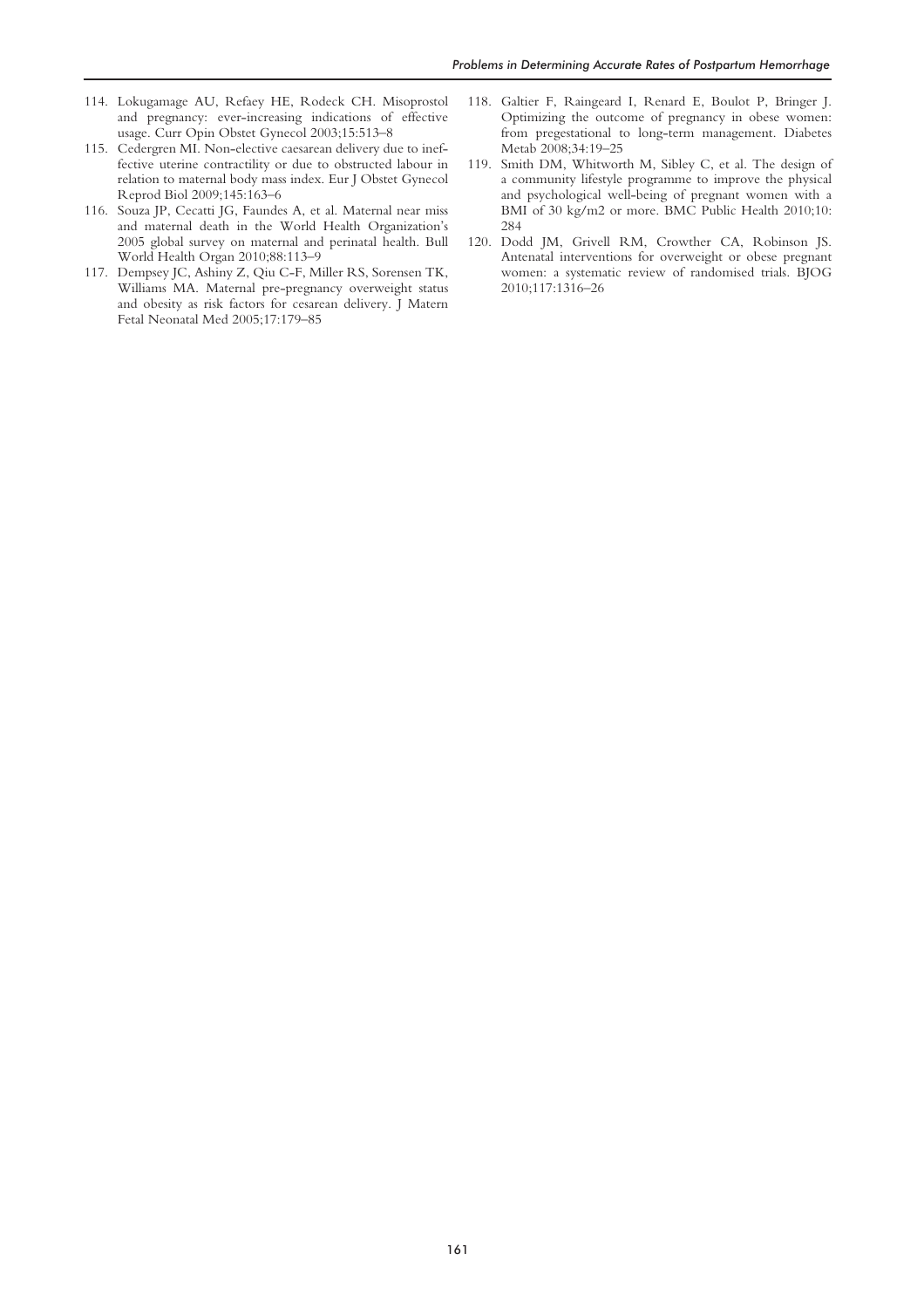114. Lokugamage AU, Refaey HE, Rodeck CH. Misoprostol and pregnancy: ever-increasing indications of effective usage. Curr Opin Obstet Gynecol 2003;15:513–8
115. Cedergren MI. Non-elective caesarean delivery due to ineffective uterine contractility or due to obstructed labour in relation to maternal body mass index. Eur J Obstet Gynecol Reprod Biol 2009;145:163–6
116. Souza JP, Cecatti JG, Faundes A, et al. Maternal near miss and maternal death in the World Health Organization's 2005 global survey on maternal and perinatal health. Bull World Health Organ 2010;88:113–9
117. Dempsey JC, Ashiny Z, Qiu C-F, Miller RS, Sorensen TK, Williams MA. Maternal pre-pregnancy overweight status and obesity as risk factors for cesarean delivery. J Matern Fetal Neonatal Med 2005;17:179–85
118. Galtier F, Raingeard I, Renard E, Boulot P, Bringer J. Optimizing the outcome of pregnancy in obese women: from pregestational to long-term management. Diabetes Metab 2008;34:19–25
119. Smith DM, Whitworth M, Sibley C, et al. The design of a community lifestyle programme to improve the physical and psychological well-being of pregnant women with a BMI of 30 kg/m2 or more. BMC Public Health 2010;10: 284
120. Dodd JM, Grivell RM, Crowther CA, Robinson JS. Antenatal interventions for overweight or obese pregnant women: a systematic review of randomised trials. BJOG 2010;117:1316–26